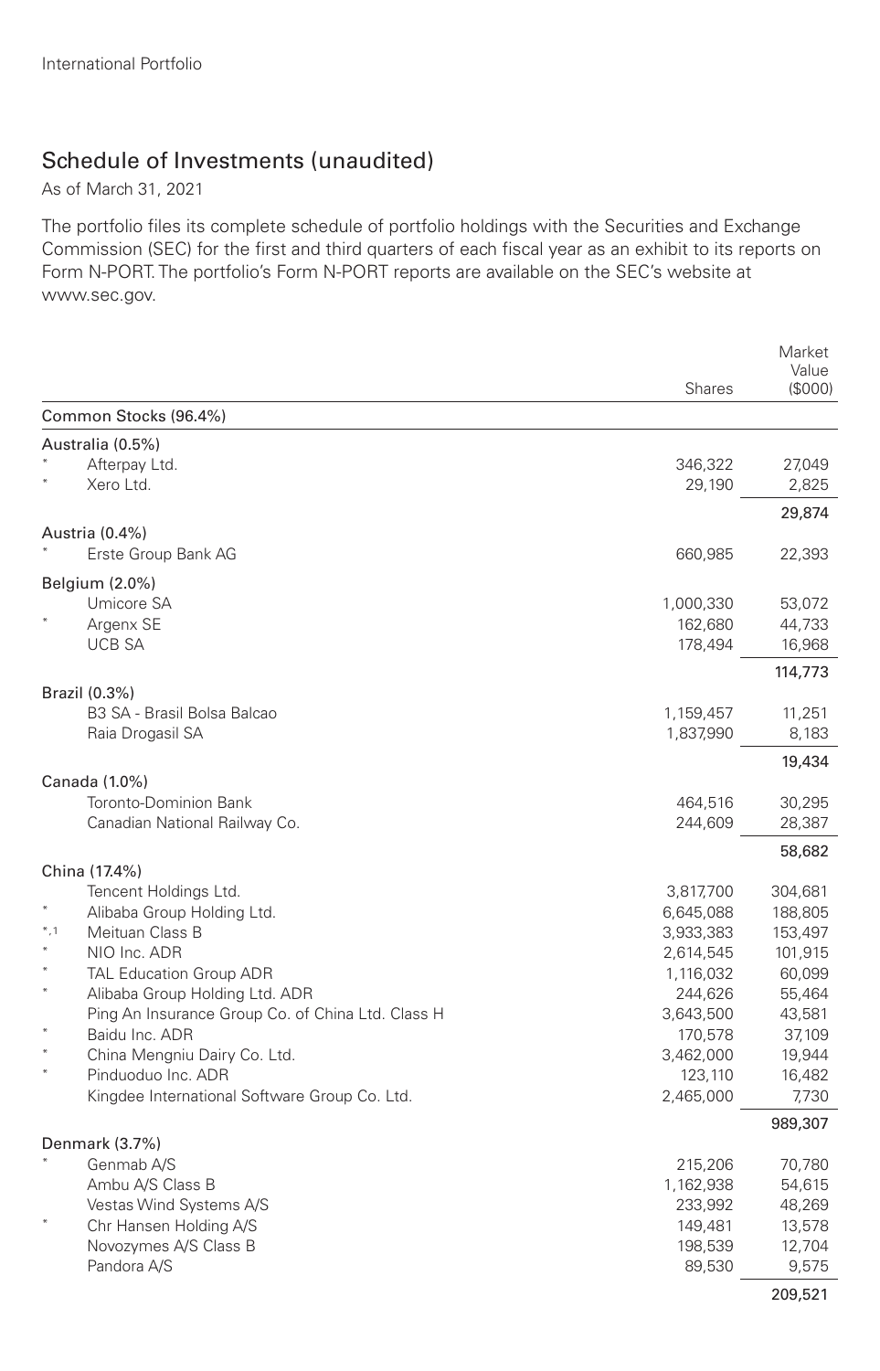International Portfolio

## Schedule of Investments (unaudited)

As of March 31, 2021

The portfolio files its complete schedule of portfolio holdings with the Securities and Exchange Commission (SEC) for the first and third quarters of each fiscal year as an exhibit to its reports on Form N-PORT. The portfolio's Form N-PORT reports are available on the SEC's website at www.sec.gov.

| | | Shares | Market Value ($000) |
|---|---|---|---|
| **Common Stocks (96.4%)** | | | |
| **Australia (0.5%)** | | | |
| * | Afterpay Ltd. | 346,322 | 27,049 |
| * | Xero Ltd. | 29,190 | 2,825 |
| | | | 29,874 |
| **Austria (0.4%)** | | | |
| * | Erste Group Bank AG | 660,985 | 22,393 |
| **Belgium (2.0%)** | | | |
| | Umicore SA | 1,000,330 | 53,072 |
| * | Argenx SE | 162,680 | 44,733 |
| | UCB SA | 178,494 | 16,968 |
| | | | 114,773 |
| **Brazil (0.3%)** | | | |
| | B3 SA - Brasil Bolsa Balcao | 1,159,457 | 11,251 |
| | Raia Drogasil SA | 1,837,990 | 8,183 |
| | | | 19,434 |
| **Canada (1.0%)** | | | |
| | Toronto-Dominion Bank | 464,516 | 30,295 |
| | Canadian National Railway Co. | 244,609 | 28,387 |
| | | | 58,682 |
| **China (17.4%)** | | | |
| | Tencent Holdings Ltd. | 3,817,700 | 304,681 |
| * | Alibaba Group Holding Ltd. | 6,645,088 | 188,805 |
| *,1 | Meituan Class B | 3,933,383 | 153,497 |
| * | NIO Inc. ADR | 2,614,545 | 101,915 |
| * | TAL Education Group ADR | 1,116,032 | 60,099 |
| * | Alibaba Group Holding Ltd. ADR | 244,626 | 55,464 |
| | Ping An Insurance Group Co. of China Ltd. Class H | 3,643,500 | 43,581 |
| * | Baidu Inc. ADR | 170,578 | 37,109 |
| * | China Mengniu Dairy Co. Ltd. | 3,462,000 | 19,944 |
| * | Pinduoduo Inc. ADR | 123,110 | 16,482 |
| | Kingdee International Software Group Co. Ltd. | 2,465,000 | 7,730 |
| | | | 989,307 |
| **Denmark (3.7%)** | | | |
| * | Genmab A/S | 215,206 | 70,780 |
| | Ambu A/S Class B | 1,162,938 | 54,615 |
| | Vestas Wind Systems A/S | 233,992 | 48,269 |
| * | Chr Hansen Holding A/S | 149,481 | 13,578 |
| | Novozymes A/S Class B | 198,539 | 12,704 |
| | Pandora A/S | 89,530 | 9,575 |
| | | | 209,521 |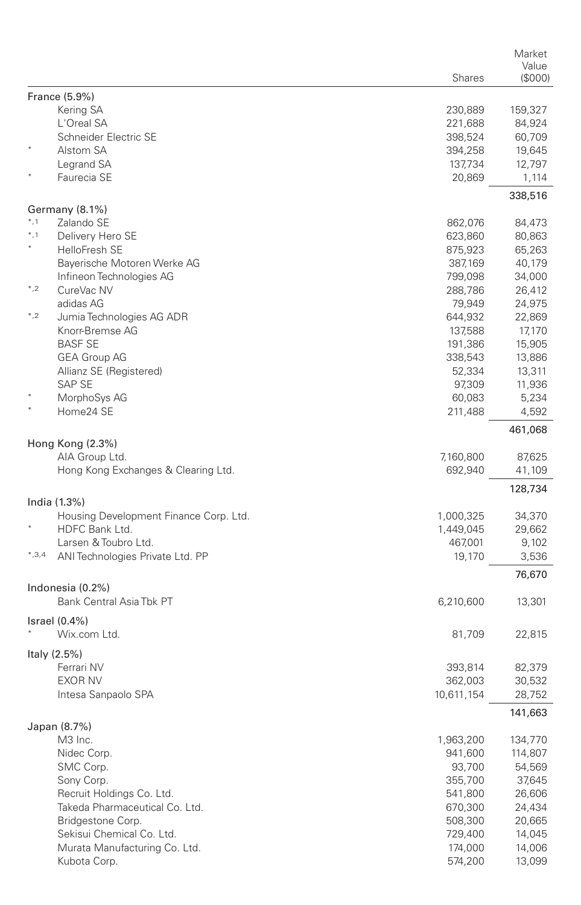| | | Shares | Market Value ($000) |
|---|---|---|---|
| **France (5.9%)** | | | |
| | Kering SA | 230,889 | 159,327 |
| | L'Oreal SA | 221,688 | 84,924 |
| | Schneider Electric SE | 398,524 | 60,709 |
| * | Alstom SA | 394,258 | 19,645 |
| | Legrand SA | 137,734 | 12,797 |
| * | Faurecia SE | 20,869 | 1,114 |
| | | | 338,516 |
| **Germany (8.1%)** | | | |
| *,1 | Zalando SE | 862,076 | 84,473 |
| *,1 | Delivery Hero SE | 623,860 | 80,863 |
| * | HelloFresh SE | 875,923 | 65,263 |
| | Bayerische Motoren Werke AG | 387,169 | 40,179 |
| | Infineon Technologies AG | 799,098 | 34,000 |
| *,2 | CureVac NV | 288,786 | 26,412 |
| | adidas AG | 79,949 | 24,975 |
| *,2 | Jumia Technologies AG ADR | 644,932 | 22,869 |
| | Knorr-Bremse AG | 137,588 | 17,170 |
| | BASF SE | 191,386 | 15,905 |
| | GEA Group AG | 338,543 | 13,886 |
| | Allianz SE (Registered) | 52,334 | 13,311 |
| | SAP SE | 97,309 | 11,936 |
| * | MorphoSys AG | 60,083 | 5,234 |
| * | Home24 SE | 211,488 | 4,592 |
| | | | 461,068 |
| **Hong Kong (2.3%)** | | | |
| | AIA Group Ltd. | 7,160,800 | 87,625 |
| | Hong Kong Exchanges & Clearing Ltd. | 692,940 | 41,109 |
| | | | 128,734 |
| **India (1.3%)** | | | |
| | Housing Development Finance Corp. Ltd. | 1,000,325 | 34,370 |
| * | HDFC Bank Ltd. | 1,449,045 | 29,662 |
| | Larsen & Toubro Ltd. | 467,001 | 9,102 |
| *,3,4 | ANI Technologies Private Ltd. PP | 19,170 | 3,536 |
| | | | 76,670 |
| **Indonesia (0.2%)** | | | |
| | Bank Central Asia Tbk PT | 6,210,600 | 13,301 |
| **Israel (0.4%)** | | | |
| * | Wix.com Ltd. | 81,709 | 22,815 |
| **Italy (2.5%)** | | | |
| | Ferrari NV | 393,814 | 82,379 |
| | EXOR NV | 362,003 | 30,532 |
| | Intesa Sanpaolo SPA | 10,611,154 | 28,752 |
| | | | 141,663 |
| **Japan (8.7%)** | | | |
| | M3 Inc. | 1,963,200 | 134,770 |
| | Nidec Corp. | 941,600 | 114,807 |
| | SMC Corp. | 93,700 | 54,569 |
| | Sony Corp. | 355,700 | 37,645 |
| | Recruit Holdings Co. Ltd. | 541,800 | 26,606 |
| | Takeda Pharmaceutical Co. Ltd. | 670,300 | 24,434 |
| | Bridgestone Corp. | 508,300 | 20,665 |
| | Sekisui Chemical Co. Ltd. | 729,400 | 14,045 |
| | Murata Manufacturing Co. Ltd. | 174,000 | 14,006 |
| | Kubota Corp. | 574,200 | 13,099 |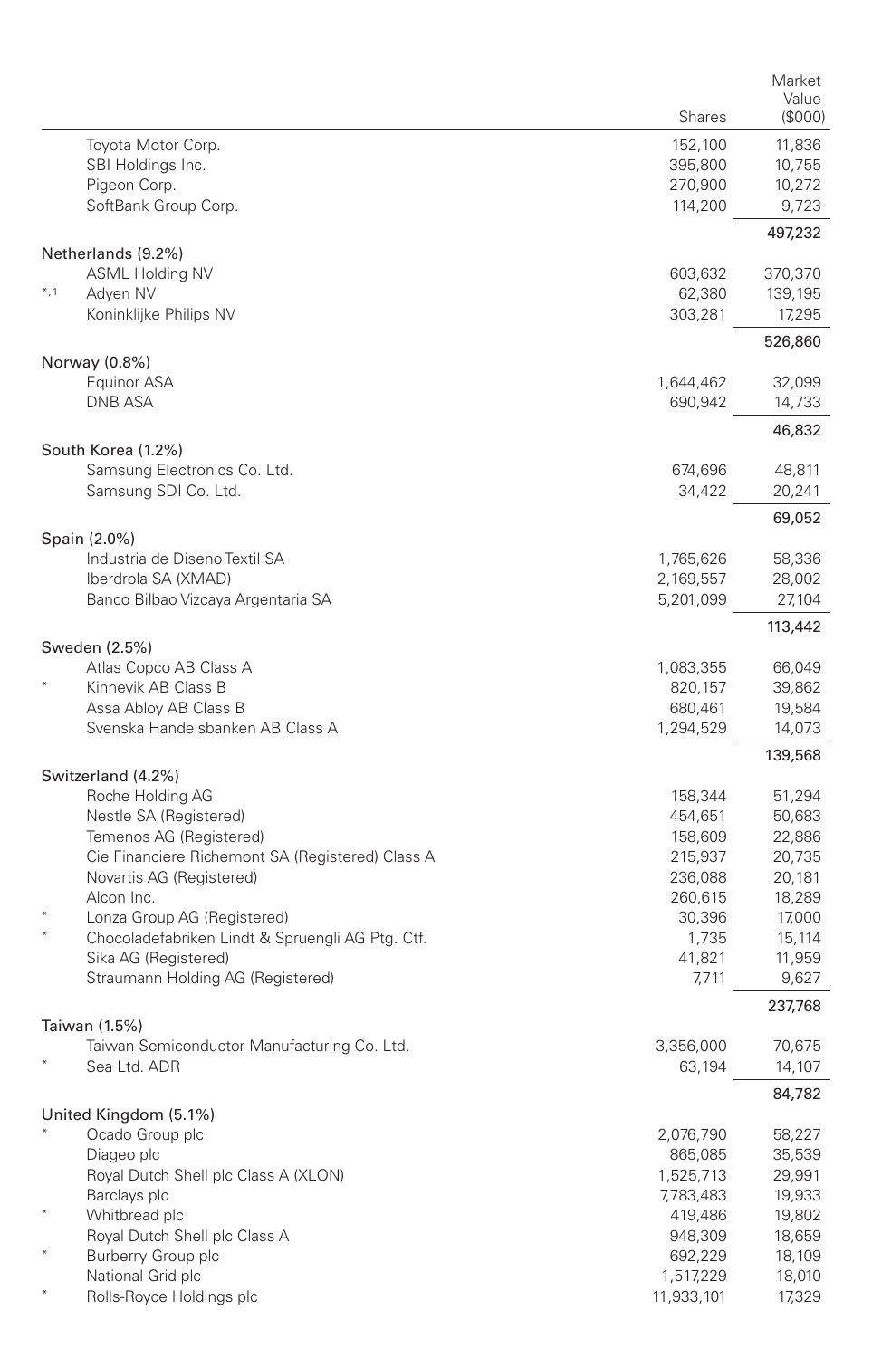| | | Shares | Market Value ($000) |
|---|---|---|---|
| | Toyota Motor Corp. | 152,100 | 11,836 |
| | SBI Holdings Inc. | 395,800 | 10,755 |
| | Pigeon Corp. | 270,900 | 10,272 |
| | SoftBank Group Corp. | 114,200 | 9,723 |
| | | | 497,232 |
| **Netherlands (9.2%)** | | | |
| | ASML Holding NV | 603,632 | 370,370 |
| *,1 | Adyen NV | 62,380 | 139,195 |
| | Koninklijke Philips NV | 303,281 | 17,295 |
| | | | 526,860 |
| **Norway (0.8%)** | | | |
| | Equinor ASA | 1,644,462 | 32,099 |
| | DNB ASA | 690,942 | 14,733 |
| | | | 46,832 |
| **South Korea (1.2%)** | | | |
| | Samsung Electronics Co. Ltd. | 674,696 | 48,811 |
| | Samsung SDI Co. Ltd. | 34,422 | 20,241 |
| | | | 69,052 |
| **Spain (2.0%)** | | | |
| | Industria de Diseno Textil SA | 1,765,626 | 58,336 |
| | Iberdrola SA (XMAD) | 2,169,557 | 28,002 |
| | Banco Bilbao Vizcaya Argentaria SA | 5,201,099 | 27,104 |
| | | | 113,442 |
| **Sweden (2.5%)** | | | |
| | Atlas Copco AB Class A | 1,083,355 | 66,049 |
| * | Kinnevik AB Class B | 820,157 | 39,862 |
| | Assa Abloy AB Class B | 680,461 | 19,584 |
| | Svenska Handelsbanken AB Class A | 1,294,529 | 14,073 |
| | | | 139,568 |
| **Switzerland (4.2%)** | | | |
| | Roche Holding AG | 158,344 | 51,294 |
| | Nestle SA (Registered) | 454,651 | 50,683 |
| | Temenos AG (Registered) | 158,609 | 22,886 |
| | Cie Financiere Richemont SA (Registered) Class A | 215,937 | 20,735 |
| | Novartis AG (Registered) | 236,088 | 20,181 |
| | Alcon Inc. | 260,615 | 18,289 |
| * | Lonza Group AG (Registered) | 30,396 | 17,000 |
| * | Chocoladefabriken Lindt & Spruengli AG Ptg. Ctf. | 1,735 | 15,114 |
| | Sika AG (Registered) | 41,821 | 11,959 |
| | Straumann Holding AG (Registered) | 7,711 | 9,627 |
| | | | 237,768 |
| **Taiwan (1.5%)** | | | |
| | Taiwan Semiconductor Manufacturing Co. Ltd. | 3,356,000 | 70,675 |
| * | Sea Ltd. ADR | 63,194 | 14,107 |
| | | | 84,782 |
| **United Kingdom (5.1%)** | | | |
| * | Ocado Group plc | 2,076,790 | 58,227 |
| | Diageo plc | 865,085 | 35,539 |
| | Royal Dutch Shell plc Class A (XLON) | 1,525,713 | 29,991 |
| | Barclays plc | 7,783,483 | 19,933 |
| * | Whitbread plc | 419,486 | 19,802 |
| | Royal Dutch Shell plc Class A | 948,309 | 18,659 |
| * | Burberry Group plc | 692,229 | 18,109 |
| | National Grid plc | 1,517,229 | 18,010 |
| * | Rolls-Royce Holdings plc | 11,933,101 | 17,329 |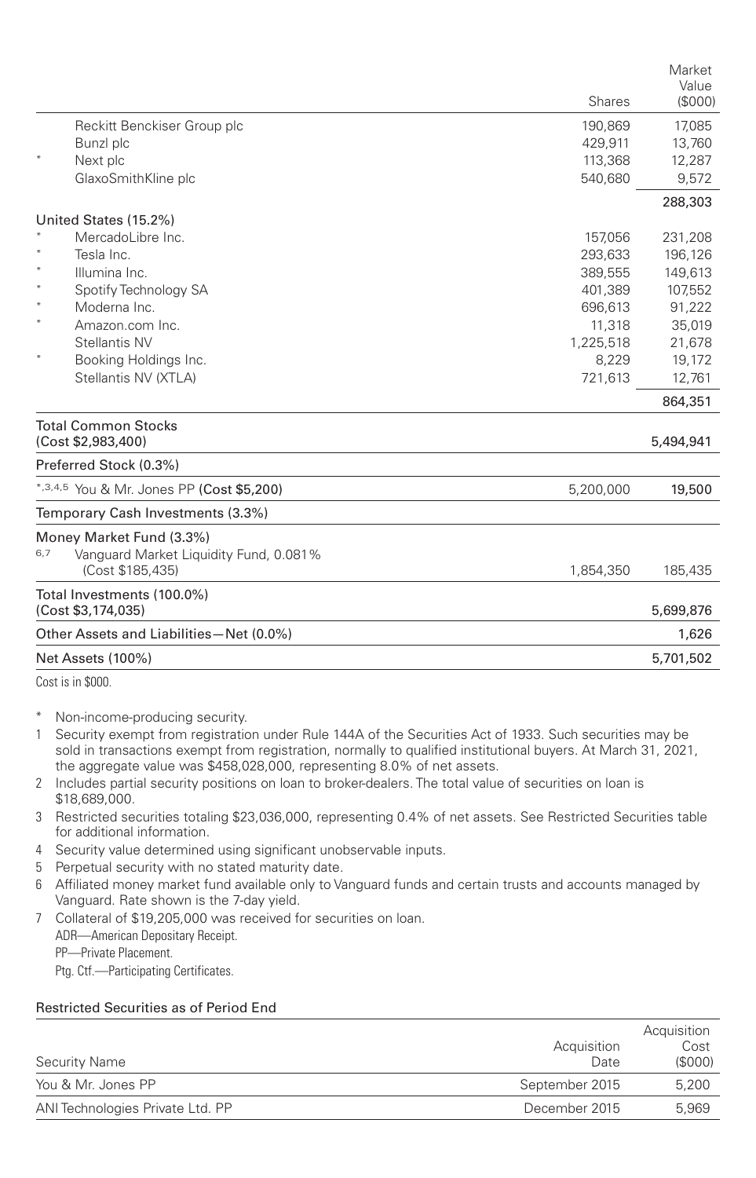| | | Shares | Market Value ($000) |
|---|---|---|---|
| | Reckitt Benckiser Group plc | 190,869 | 17,085 |
| | Bunzl plc | 429,911 | 13,760 |
| * | Next plc | 113,368 | 12,287 |
| | GlaxoSmithKline plc | 540,680 | 9,572 |
| | | | 288,303 |
| **United States (15.2%)** | | | |
| * | MercadoLibre Inc. | 157,056 | 231,208 |
| * | Tesla Inc. | 293,633 | 196,126 |
| * | Illumina Inc. | 389,555 | 149,613 |
| * | Spotify Technology SA | 401,389 | 107,552 |
| * | Moderna Inc. | 696,613 | 91,222 |
| * | Amazon.com Inc. | 11,318 | 35,019 |
| | Stellantis NV | 1,225,518 | 21,678 |
| * | Booking Holdings Inc. | 8,229 | 19,172 |
| | Stellantis NV (XTLA) | 721,613 | 12,761 |
| | | | 864,351 |
| **Total Common Stocks (Cost $2,983,400)** | | | **5,494,941** |
| **Preferred Stock (0.3%)** | | | |
| *,3,4,5 | You & Mr. Jones PP **(Cost $5,200)** | 5,200,000 | **19,500** |
| **Temporary Cash Investments (3.3%)** | | | |
| **Money Market Fund (3.3%)** | | | |
| 6,7 | Vanguard Market Liquidity Fund, 0.081% (Cost $185,435) | 1,854,350 | 185,435 |
| **Total Investments (100.0%) (Cost $3,174,035)** | | | **5,699,876** |
| **Other Assets and Liabilities—Net (0.0%)** | | | **1,626** |
| **Net Assets (100%)** | | | **5,701,502** |

Cost is in $000.

\* Non-income-producing security.

1 Security exempt from registration under Rule 144A of the Securities Act of 1933. Such securities may be sold in transactions exempt from registration, normally to qualified institutional buyers. At March 31, 2021, the aggregate value was $458,028,000, representing 8.0% of net assets.

2 Includes partial security positions on loan to broker-dealers. The total value of securities on loan is $18,689,000.

3 Restricted securities totaling $23,036,000, representing 0.4% of net assets. See Restricted Securities table for additional information.

4 Security value determined using significant unobservable inputs.

5 Perpetual security with no stated maturity date.

6 Affiliated money market fund available only to Vanguard funds and certain trusts and accounts managed by Vanguard. Rate shown is the 7-day yield.

7 Collateral of $19,205,000 was received for securities on loan.

ADR—American Depositary Receipt.

PP—Private Placement.

Ptg. Ctf.—Participating Certificates.

### Restricted Securities as of Period End

| Security Name | Acquisition Date | Acquisition Cost ($000) |
|---|---|---|
| You & Mr. Jones PP | September 2015 | 5,200 |
| ANI Technologies Private Ltd. PP | December 2015 | 5,969 |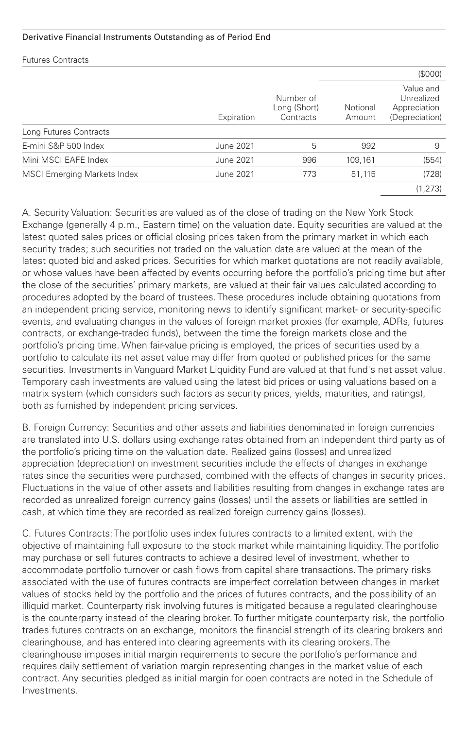Derivative Financial Instruments Outstanding as of Period End

Futures Contracts

| | | | | ($000) |
|---|---|---|---|---|
| | Expiration | Number of Long (Short) Contracts | Notional Amount | Value and Unrealized Appreciation (Depreciation) |
| Long Futures Contracts | | | | |
| E-mini S&P 500 Index | June 2021 | 5 | 992 | 9 |
| Mini MSCI EAFE Index | June 2021 | 996 | 109,161 | (554) |
| MSCI Emerging Markets Index | June 2021 | 773 | 51,115 | (728) |
| | | | | (1,273) |

A. Security Valuation: Securities are valued as of the close of trading on the New York Stock Exchange (generally 4 p.m., Eastern time) on the valuation date. Equity securities are valued at the latest quoted sales prices or official closing prices taken from the primary market in which each security trades; such securities not traded on the valuation date are valued at the mean of the latest quoted bid and asked prices. Securities for which market quotations are not readily available, or whose values have been affected by events occurring before the portfolio's pricing time but after the close of the securities' primary markets, are valued at their fair values calculated according to procedures adopted by the board of trustees. These procedures include obtaining quotations from an independent pricing service, monitoring news to identify significant market- or security-specific events, and evaluating changes in the values of foreign market proxies (for example, ADRs, futures contracts, or exchange-traded funds), between the time the foreign markets close and the portfolio's pricing time. When fair-value pricing is employed, the prices of securities used by a portfolio to calculate its net asset value may differ from quoted or published prices for the same securities. Investments in Vanguard Market Liquidity Fund are valued at that fund's net asset value. Temporary cash investments are valued using the latest bid prices or using valuations based on a matrix system (which considers such factors as security prices, yields, maturities, and ratings), both as furnished by independent pricing services.

B. Foreign Currency: Securities and other assets and liabilities denominated in foreign currencies are translated into U.S. dollars using exchange rates obtained from an independent third party as of the portfolio's pricing time on the valuation date. Realized gains (losses) and unrealized appreciation (depreciation) on investment securities include the effects of changes in exchange rates since the securities were purchased, combined with the effects of changes in security prices. Fluctuations in the value of other assets and liabilities resulting from changes in exchange rates are recorded as unrealized foreign currency gains (losses) until the assets or liabilities are settled in cash, at which time they are recorded as realized foreign currency gains (losses).

C. Futures Contracts: The portfolio uses index futures contracts to a limited extent, with the objective of maintaining full exposure to the stock market while maintaining liquidity. The portfolio may purchase or sell futures contracts to achieve a desired level of investment, whether to accommodate portfolio turnover or cash flows from capital share transactions. The primary risks associated with the use of futures contracts are imperfect correlation between changes in market values of stocks held by the portfolio and the prices of futures contracts, and the possibility of an illiquid market. Counterparty risk involving futures is mitigated because a regulated clearinghouse is the counterparty instead of the clearing broker. To further mitigate counterparty risk, the portfolio trades futures contracts on an exchange, monitors the financial strength of its clearing brokers and clearinghouse, and has entered into clearing agreements with its clearing brokers. The clearinghouse imposes initial margin requirements to secure the portfolio's performance and requires daily settlement of variation margin representing changes in the market value of each contract. Any securities pledged as initial margin for open contracts are noted in the Schedule of Investments.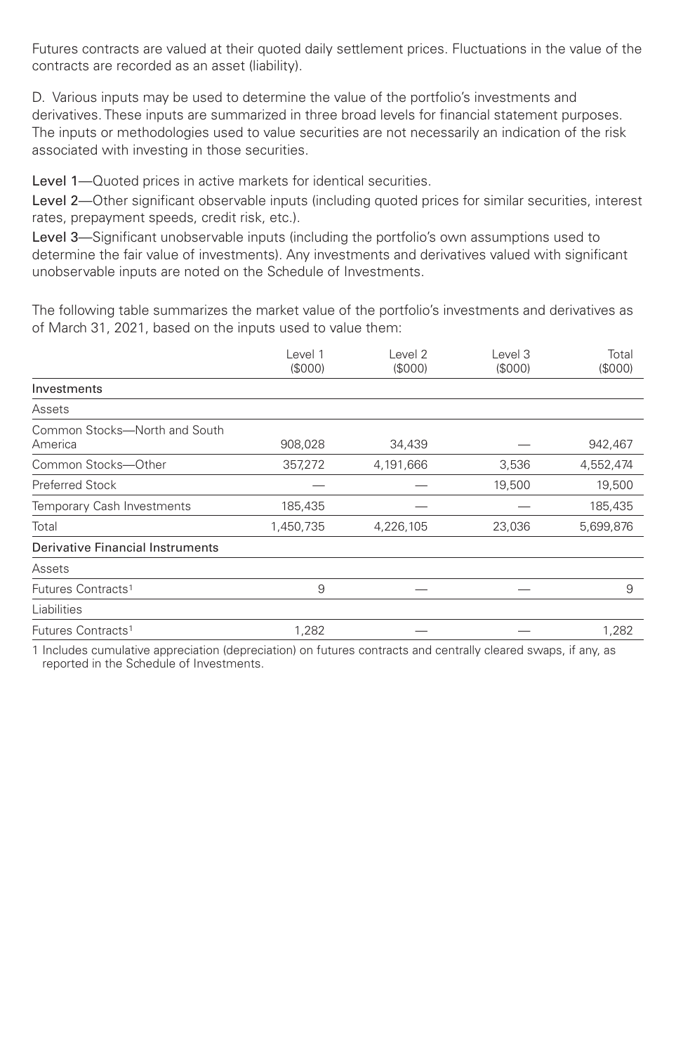Futures contracts are valued at their quoted daily settlement prices. Fluctuations in the value of the contracts are recorded as an asset (liability).

D. Various inputs may be used to determine the value of the portfolio's investments and derivatives. These inputs are summarized in three broad levels for financial statement purposes. The inputs or methodologies used to value securities are not necessarily an indication of the risk associated with investing in those securities.

Level 1—Quoted prices in active markets for identical securities.

Level 2—Other significant observable inputs (including quoted prices for similar securities, interest rates, prepayment speeds, credit risk, etc.).

Level 3—Significant unobservable inputs (including the portfolio's own assumptions used to determine the fair value of investments). Any investments and derivatives valued with significant unobservable inputs are noted on the Schedule of Investments.

The following table summarizes the market value of the portfolio's investments and derivatives as of March 31, 2021, based on the inputs used to value them:

| | Level 1 ($000) | Level 2 ($000) | Level 3 ($000) | Total ($000) |
|---|---|---|---|---|
| **Investments** | | | | |
| Assets | | | | |
| Common Stocks—North and South America | 908,028 | 34,439 | — | 942,467 |
| Common Stocks—Other | 357,272 | 4,191,666 | 3,536 | 4,552,474 |
| Preferred Stock | — | — | 19,500 | 19,500 |
| Temporary Cash Investments | 185,435 | — | — | 185,435 |
| Total | 1,450,735 | 4,226,105 | 23,036 | 5,699,876 |
| **Derivative Financial Instruments** | | | | |
| Assets | | | | |
| Futures Contracts[1] | 9 | — | — | 9 |
| Liabilities | | | | |
| Futures Contracts[1] | 1,282 | — | — | 1,282 |

1 Includes cumulative appreciation (depreciation) on futures contracts and centrally cleared swaps, if any, as reported in the Schedule of Investments.